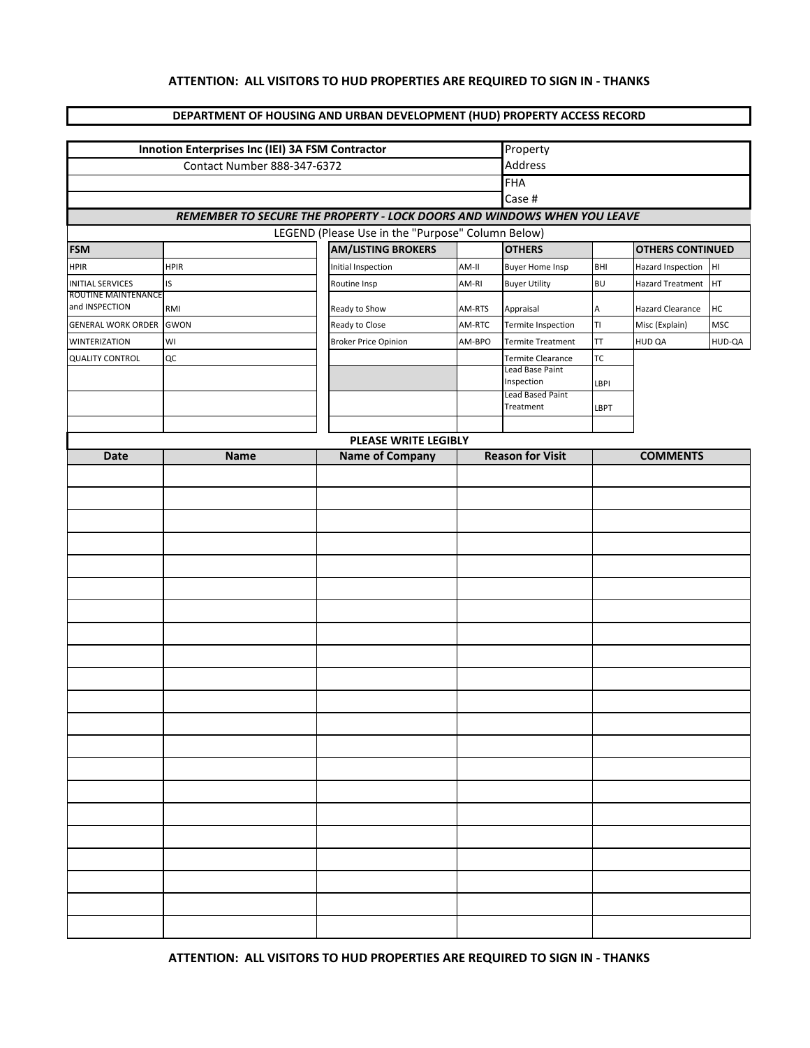**ATTENTION: ALL VISITORS TO HUD PROPERTIES ARE REQUIRED TO SIGN IN - THANKS**

## DEPARTMENT OF HOUSING AND URBAN DEVELOPMENT (HUD) PROPERTY ACCESS RECORD

| Innotion Enterprises Inc (IEI) 3A FSM Contractor | Property Address |
|---|---|
| Contact Number 888-347-6372 | |
| | FHA Case # |

***REMEMBER TO SECURE THE PROPERTY - LOCK DOORS AND WINDOWS WHEN YOU LEAVE***

LEGEND (Please Use in the "Purpose" Column Below)

| FSM | | AM/LISTING BROKERS | | OTHERS | | OTHERS CONTINUED | |
|---|---|---|---|---|---|---|---|
| HPIR | HPIR | Initial Inspection | AM-II | Buyer Home Insp | BHI | Hazard Inspection | HI |
| INITIAL SERVICES | IS | Routine Insp | AM-RI | Buyer Utility | BU | Hazard Treatment | HT |
| ROUTINE MAINTENANCE and INSPECTION | RMI | Ready to Show | AM-RTS | Appraisal | A | Hazard Clearance | HC |
| GENERAL WORK ORDER | GWON | Ready to Close | AM-RTC | Termite Inspection | TI | Misc (Explain) | MSC |
| WINTERIZATION | WI | Broker Price Opinion | AM-BPO | Termite Treatment | TT | HUD QA | HUD-QA |
| QUALITY CONTROL | QC | | | Termite Clearance | TC | | |
| | | | | Lead Base Paint Inspection | LBPI | | |
| | | | | Lead Based Paint Treatment | LBPT | | |
| | | | | | | | |

**PLEASE WRITE LEGIBLY**

| Date | Name | Name of Company | Reason for Visit | COMMENTS |
|---|---|---|---|---|
| | | | | |
| | | | | |
| | | | | |
| | | | | |
| | | | | |
| | | | | |
| | | | | |
| | | | | |
| | | | | |
| | | | | |
| | | | | |
| | | | | |
| | | | | |
| | | | | |
| | | | | |
| | | | | |
| | | | | |
| | | | | |
| | | | | |
| | | | | |
| | | | | |

**ATTENTION: ALL VISITORS TO HUD PROPERTIES ARE REQUIRED TO SIGN IN - THANKS**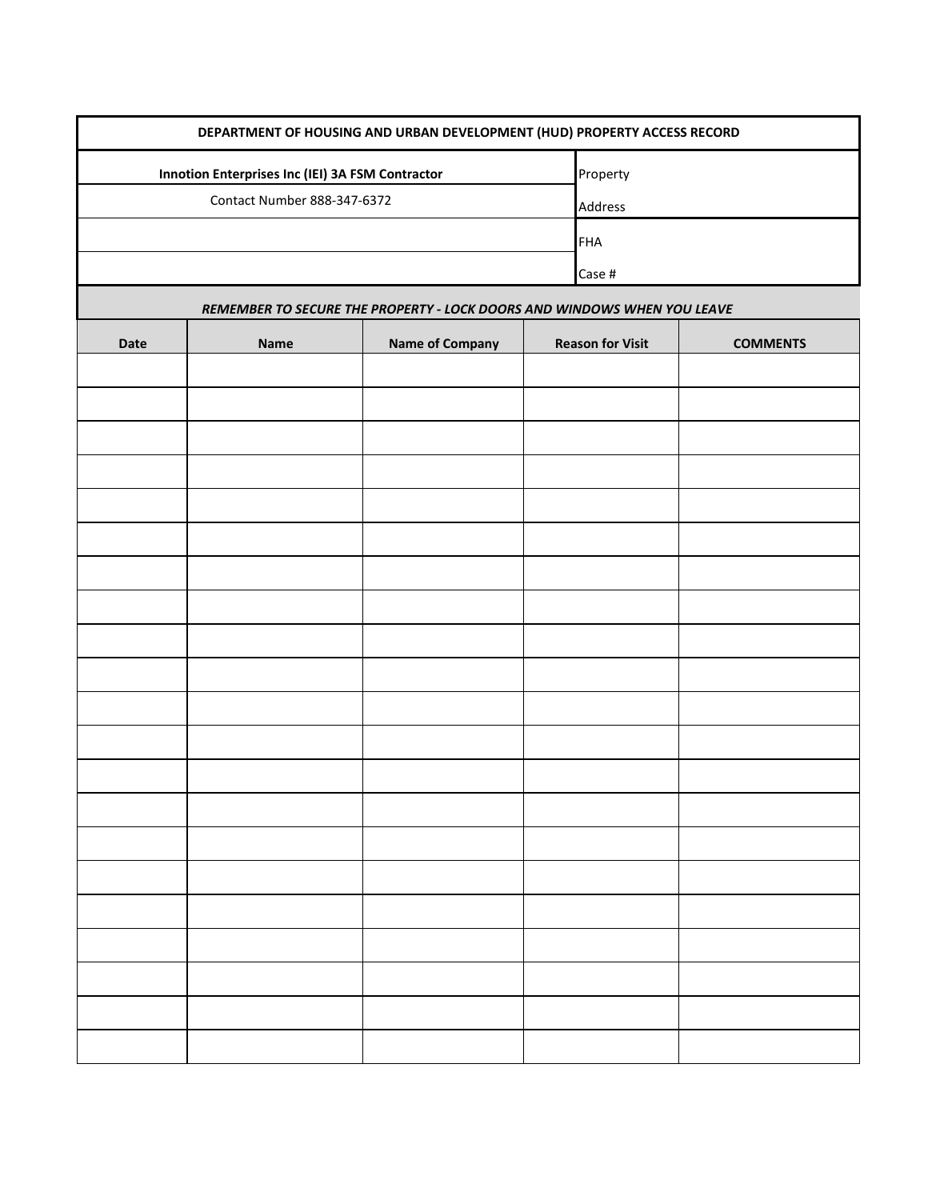**DEPARTMENT OF HOUSING AND URBAN DEVELOPMENT (HUD) PROPERTY ACCESS RECORD**

| **Innotion Enterprises Inc (IEI) 3A FSM Contractor** | Property |
|---|---|
| Contact Number 888-347-6372 | Address |
| | FHA |
| | Case # |

***REMEMBER TO SECURE THE PROPERTY - LOCK DOORS AND WINDOWS WHEN YOU LEAVE***

| Date | Name | Name of Company | Reason for Visit | COMMENTS |
|---|---|---|---|---|
| | | | | |
| | | | | |
| | | | | |
| | | | | |
| | | | | |
| | | | | |
| | | | | |
| | | | | |
| | | | | |
| | | | | |
| | | | | |
| | | | | |
| | | | | |
| | | | | |
| | | | | |
| | | | | |
| | | | | |
| | | | | |
| | | | | |
| | | | | |
| | | | | |